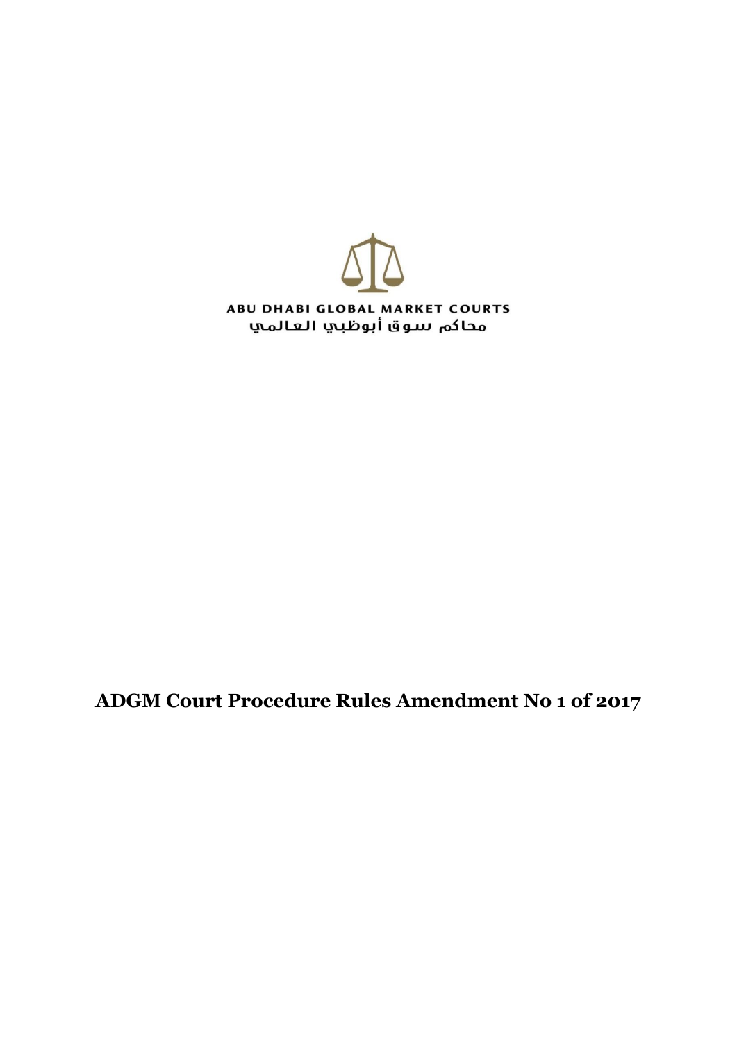ABU DHABI GLOBAL MARKET COURTS

محاكم سوق أبوظبي العالمي

# ADGM Court Procedure Rules Amendment No 1 of 2017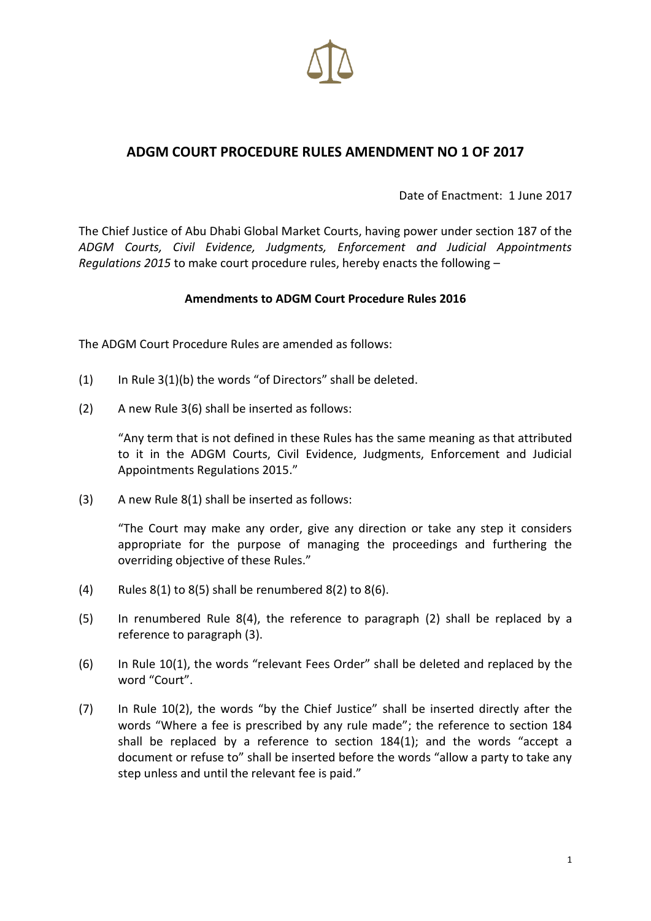## ADGM COURT PROCEDURE RULES AMENDMENT NO 1 OF 2017

Date of Enactment: 1 June 2017

The Chief Justice of Abu Dhabi Global Market Courts, having power under section 187 of the *ADGM Courts, Civil Evidence, Judgments, Enforcement and Judicial Appointments Regulations 2015* to make court procedure rules, hereby enacts the following –

**Amendments to ADGM Court Procedure Rules 2016**

The ADGM Court Procedure Rules are amended as follows:

(1) In Rule 3(1)(b) the words "of Directors" shall be deleted.

(2) A new Rule 3(6) shall be inserted as follows:

"Any term that is not defined in these Rules has the same meaning as that attributed to it in the ADGM Courts, Civil Evidence, Judgments, Enforcement and Judicial Appointments Regulations 2015."

(3) A new Rule 8(1) shall be inserted as follows:

"The Court may make any order, give any direction or take any step it considers appropriate for the purpose of managing the proceedings and furthering the overriding objective of these Rules."

(4) Rules 8(1) to 8(5) shall be renumbered 8(2) to 8(6).

(5) In renumbered Rule 8(4), the reference to paragraph (2) shall be replaced by a reference to paragraph (3).

(6) In Rule 10(1), the words "relevant Fees Order" shall be deleted and replaced by the word "Court".

(7) In Rule 10(2), the words "by the Chief Justice" shall be inserted directly after the words "Where a fee is prescribed by any rule made"; the reference to section 184 shall be replaced by a reference to section 184(1); and the words "accept a document or refuse to" shall be inserted before the words "allow a party to take any step unless and until the relevant fee is paid."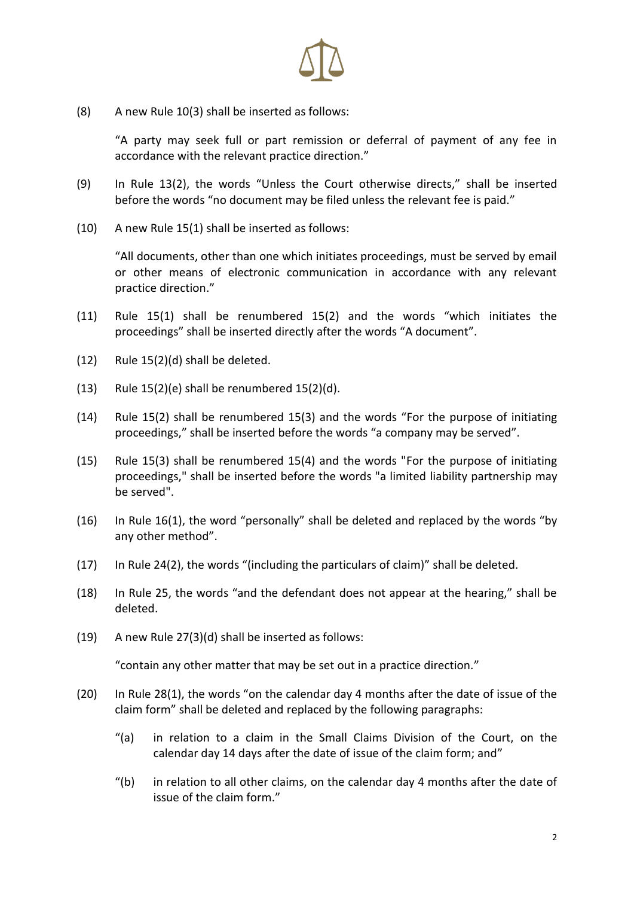(8) A new Rule 10(3) shall be inserted as follows:

"A party may seek full or part remission or deferral of payment of any fee in accordance with the relevant practice direction."

(9) In Rule 13(2), the words "Unless the Court otherwise directs," shall be inserted before the words "no document may be filed unless the relevant fee is paid."

(10) A new Rule 15(1) shall be inserted as follows:

"All documents, other than one which initiates proceedings, must be served by email or other means of electronic communication in accordance with any relevant practice direction."

(11) Rule 15(1) shall be renumbered 15(2) and the words "which initiates the proceedings" shall be inserted directly after the words "A document".

(12) Rule 15(2)(d) shall be deleted.

(13) Rule 15(2)(e) shall be renumbered 15(2)(d).

(14) Rule 15(2) shall be renumbered 15(3) and the words "For the purpose of initiating proceedings," shall be inserted before the words "a company may be served".

(15) Rule 15(3) shall be renumbered 15(4) and the words "For the purpose of initiating proceedings," shall be inserted before the words "a limited liability partnership may be served".

(16) In Rule 16(1), the word "personally" shall be deleted and replaced by the words "by any other method".

(17) In Rule 24(2), the words "(including the particulars of claim)" shall be deleted.

(18) In Rule 25, the words "and the defendant does not appear at the hearing," shall be deleted.

(19) A new Rule 27(3)(d) shall be inserted as follows:

"contain any other matter that may be set out in a practice direction."

(20) In Rule 28(1), the words "on the calendar day 4 months after the date of issue of the claim form" shall be deleted and replaced by the following paragraphs:

"(a) in relation to a claim in the Small Claims Division of the Court, on the calendar day 14 days after the date of issue of the claim form; and"

"(b) in relation to all other claims, on the calendar day 4 months after the date of issue of the claim form."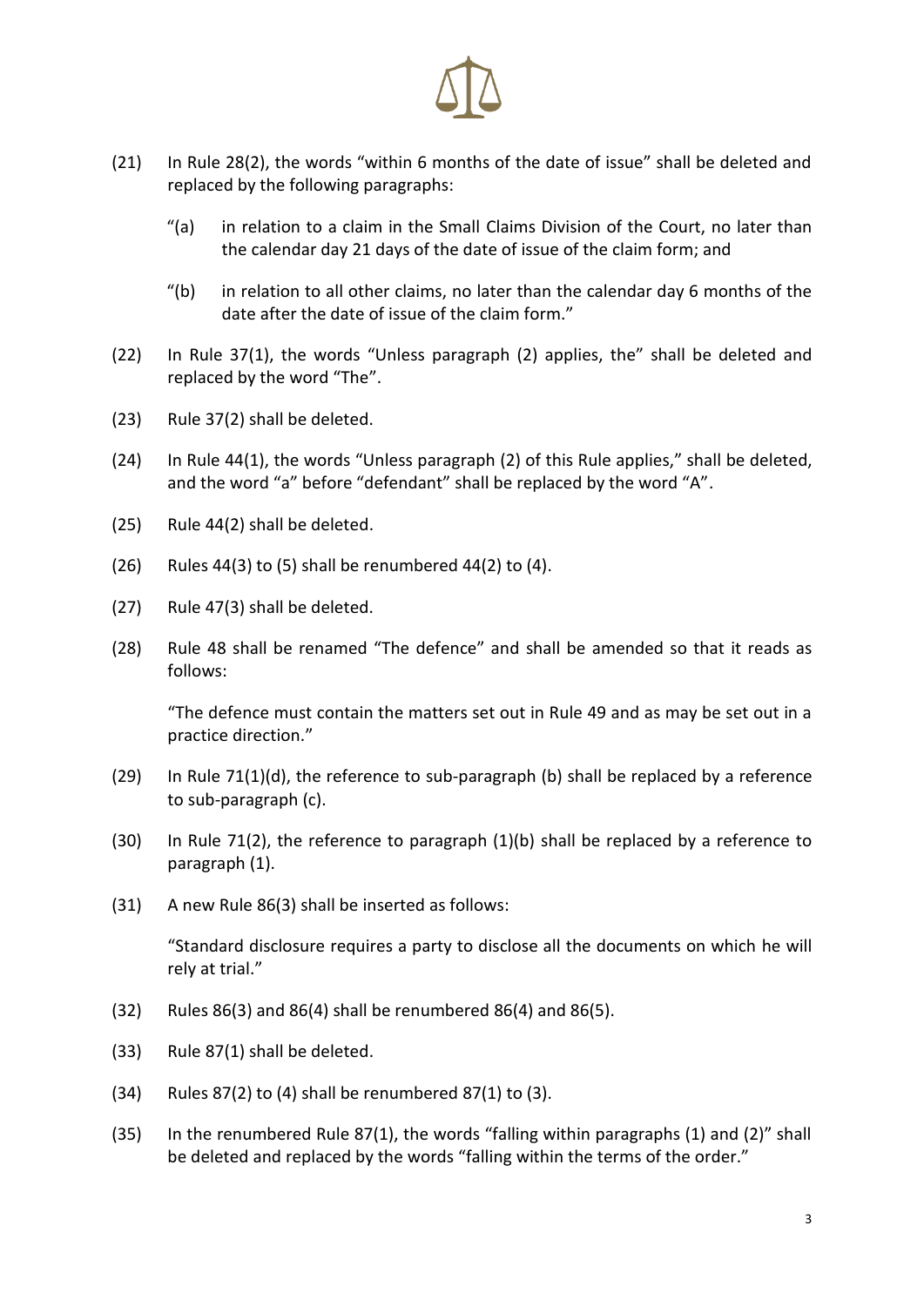(21) In Rule 28(2), the words "within 6 months of the date of issue" shall be deleted and replaced by the following paragraphs:

"(a) in relation to a claim in the Small Claims Division of the Court, no later than the calendar day 21 days of the date of issue of the claim form; and

"(b) in relation to all other claims, no later than the calendar day 6 months of the date after the date of issue of the claim form."

(22) In Rule 37(1), the words "Unless paragraph (2) applies, the" shall be deleted and replaced by the word "The".

(23) Rule 37(2) shall be deleted.

(24) In Rule 44(1), the words "Unless paragraph (2) of this Rule applies," shall be deleted, and the word "a" before "defendant" shall be replaced by the word "A".

(25) Rule 44(2) shall be deleted.

(26) Rules 44(3) to (5) shall be renumbered 44(2) to (4).

(27) Rule 47(3) shall be deleted.

(28) Rule 48 shall be renamed "The defence" and shall be amended so that it reads as follows:

"The defence must contain the matters set out in Rule 49 and as may be set out in a practice direction."

(29) In Rule 71(1)(d), the reference to sub-paragraph (b) shall be replaced by a reference to sub-paragraph (c).

(30) In Rule 71(2), the reference to paragraph (1)(b) shall be replaced by a reference to paragraph (1).

(31) A new Rule 86(3) shall be inserted as follows:

"Standard disclosure requires a party to disclose all the documents on which he will rely at trial."

(32) Rules 86(3) and 86(4) shall be renumbered 86(4) and 86(5).

(33) Rule 87(1) shall be deleted.

(34) Rules 87(2) to (4) shall be renumbered 87(1) to (3).

(35) In the renumbered Rule 87(1), the words "falling within paragraphs (1) and (2)" shall be deleted and replaced by the words "falling within the terms of the order."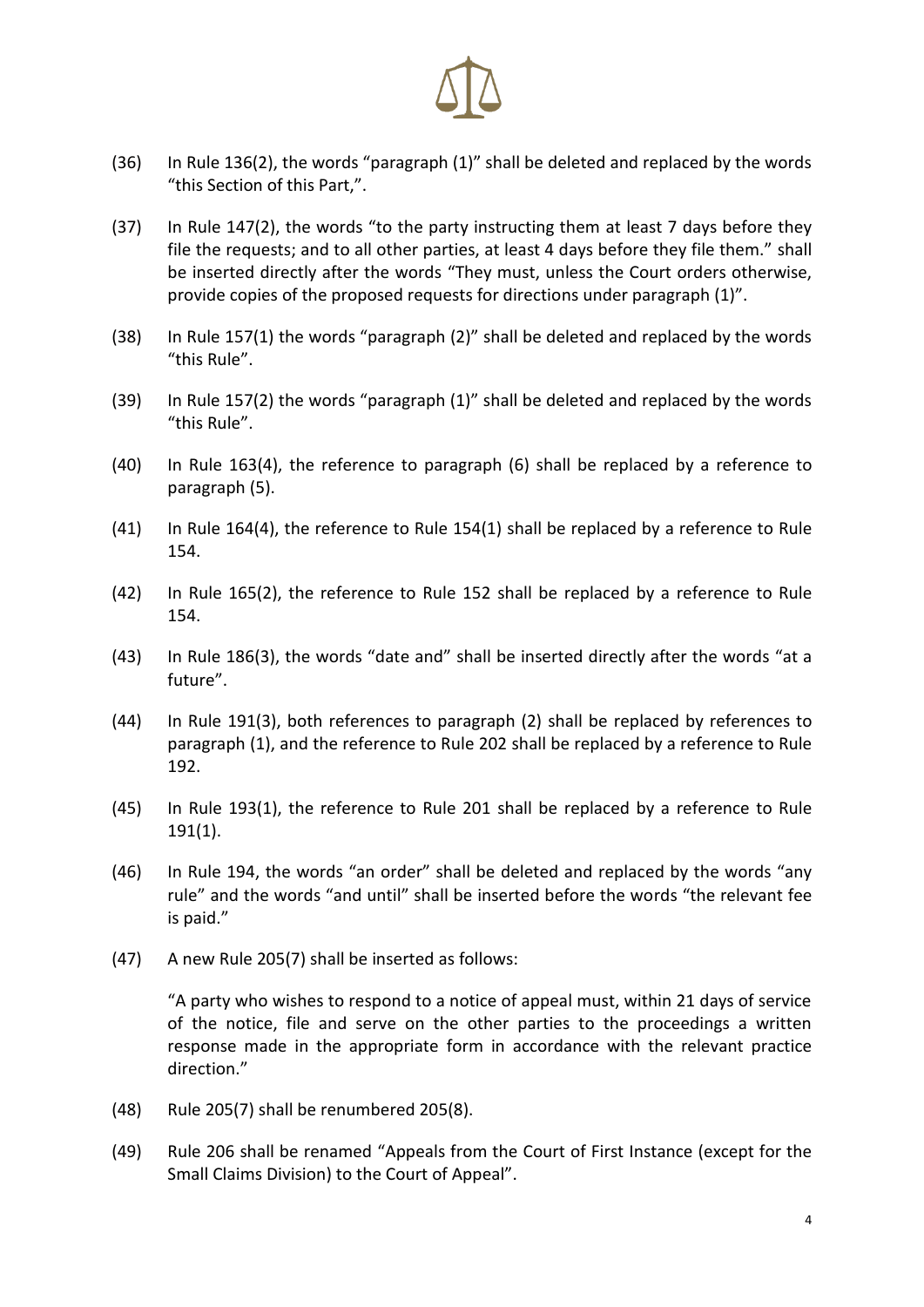(36) In Rule 136(2), the words "paragraph (1)" shall be deleted and replaced by the words "this Section of this Part,".

(37) In Rule 147(2), the words "to the party instructing them at least 7 days before they file the requests; and to all other parties, at least 4 days before they file them." shall be inserted directly after the words "They must, unless the Court orders otherwise, provide copies of the proposed requests for directions under paragraph (1)".

(38) In Rule 157(1) the words "paragraph (2)" shall be deleted and replaced by the words "this Rule".

(39) In Rule 157(2) the words "paragraph (1)" shall be deleted and replaced by the words "this Rule".

(40) In Rule 163(4), the reference to paragraph (6) shall be replaced by a reference to paragraph (5).

(41) In Rule 164(4), the reference to Rule 154(1) shall be replaced by a reference to Rule 154.

(42) In Rule 165(2), the reference to Rule 152 shall be replaced by a reference to Rule 154.

(43) In Rule 186(3), the words "date and" shall be inserted directly after the words "at a future".

(44) In Rule 191(3), both references to paragraph (2) shall be replaced by references to paragraph (1), and the reference to Rule 202 shall be replaced by a reference to Rule 192.

(45) In Rule 193(1), the reference to Rule 201 shall be replaced by a reference to Rule 191(1).

(46) In Rule 194, the words "an order" shall be deleted and replaced by the words "any rule" and the words "and until" shall be inserted before the words "the relevant fee is paid."

(47) A new Rule 205(7) shall be inserted as follows:

"A party who wishes to respond to a notice of appeal must, within 21 days of service of the notice, file and serve on the other parties to the proceedings a written response made in the appropriate form in accordance with the relevant practice direction."

(48) Rule 205(7) shall be renumbered 205(8).

(49) Rule 206 shall be renamed "Appeals from the Court of First Instance (except for the Small Claims Division) to the Court of Appeal".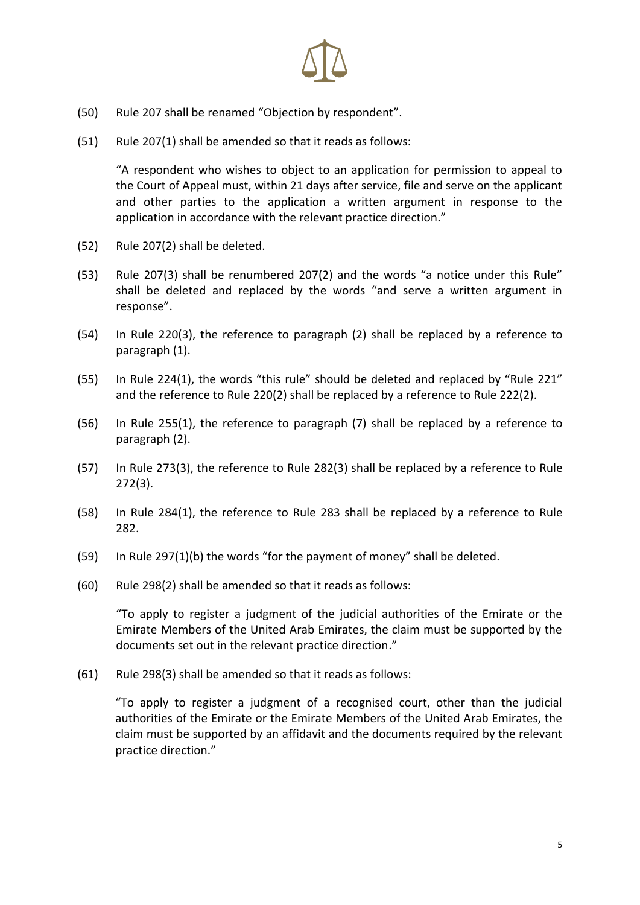(50) Rule 207 shall be renamed "Objection by respondent".

(51) Rule 207(1) shall be amended so that it reads as follows:

> "A respondent who wishes to object to an application for permission to appeal to the Court of Appeal must, within 21 days after service, file and serve on the applicant and other parties to the application a written argument in response to the application in accordance with the relevant practice direction."

(52) Rule 207(2) shall be deleted.

(53) Rule 207(3) shall be renumbered 207(2) and the words "a notice under this Rule" shall be deleted and replaced by the words "and serve a written argument in response".

(54) In Rule 220(3), the reference to paragraph (2) shall be replaced by a reference to paragraph (1).

(55) In Rule 224(1), the words "this rule" should be deleted and replaced by "Rule 221" and the reference to Rule 220(2) shall be replaced by a reference to Rule 222(2).

(56) In Rule 255(1), the reference to paragraph (7) shall be replaced by a reference to paragraph (2).

(57) In Rule 273(3), the reference to Rule 282(3) shall be replaced by a reference to Rule 272(3).

(58) In Rule 284(1), the reference to Rule 283 shall be replaced by a reference to Rule 282.

(59) In Rule 297(1)(b) the words "for the payment of money" shall be deleted.

(60) Rule 298(2) shall be amended so that it reads as follows:

> "To apply to register a judgment of the judicial authorities of the Emirate or the Emirate Members of the United Arab Emirates, the claim must be supported by the documents set out in the relevant practice direction."

(61) Rule 298(3) shall be amended so that it reads as follows:

> "To apply to register a judgment of a recognised court, other than the judicial authorities of the Emirate or the Emirate Members of the United Arab Emirates, the claim must be supported by an affidavit and the documents required by the relevant practice direction."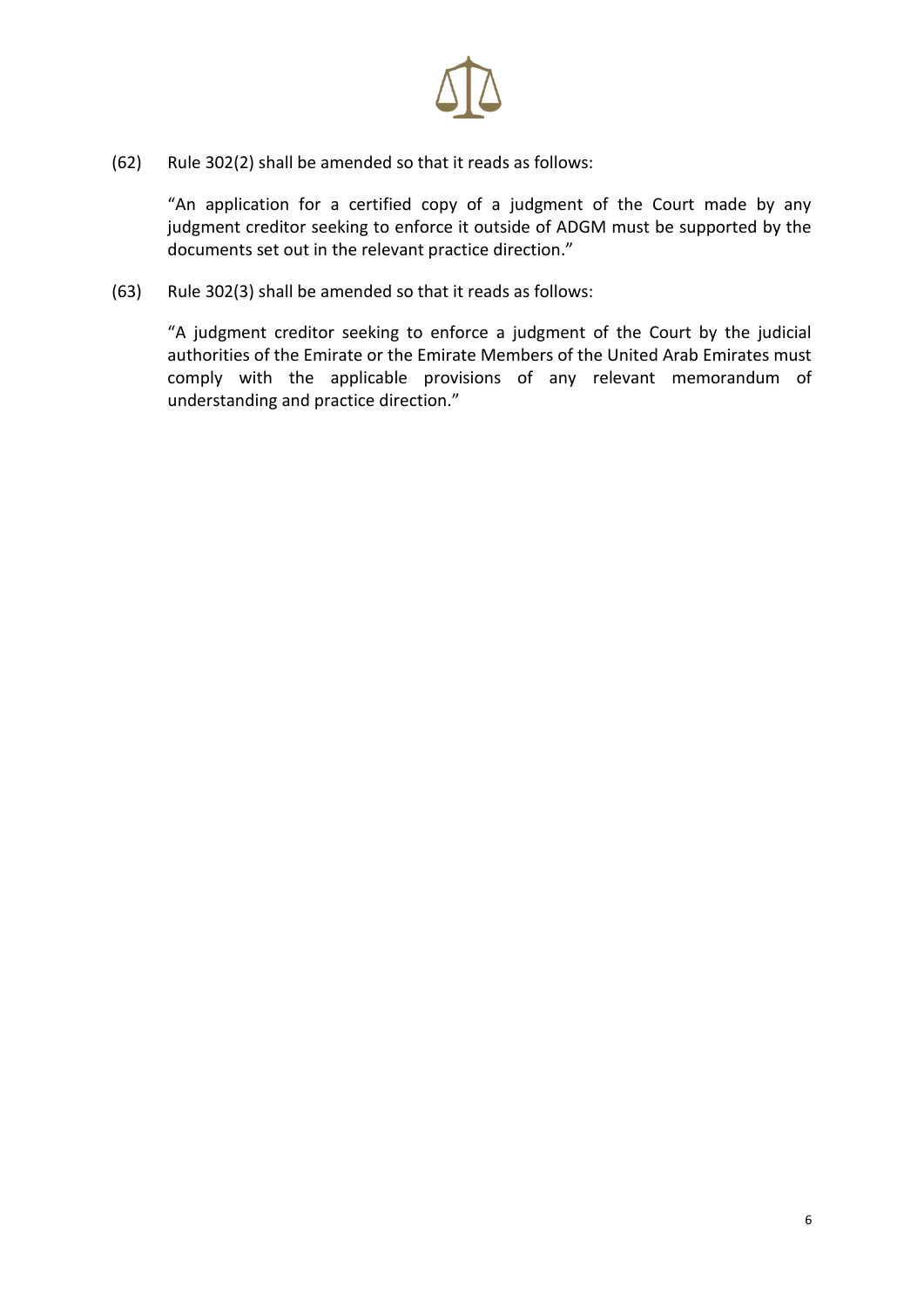(62) Rule 302(2) shall be amended so that it reads as follows:

"An application for a certified copy of a judgment of the Court made by any judgment creditor seeking to enforce it outside of ADGM must be supported by the documents set out in the relevant practice direction."

(63) Rule 302(3) shall be amended so that it reads as follows:

"A judgment creditor seeking to enforce a judgment of the Court by the judicial authorities of the Emirate or the Emirate Members of the United Arab Emirates must comply with the applicable provisions of any relevant memorandum of understanding and practice direction."